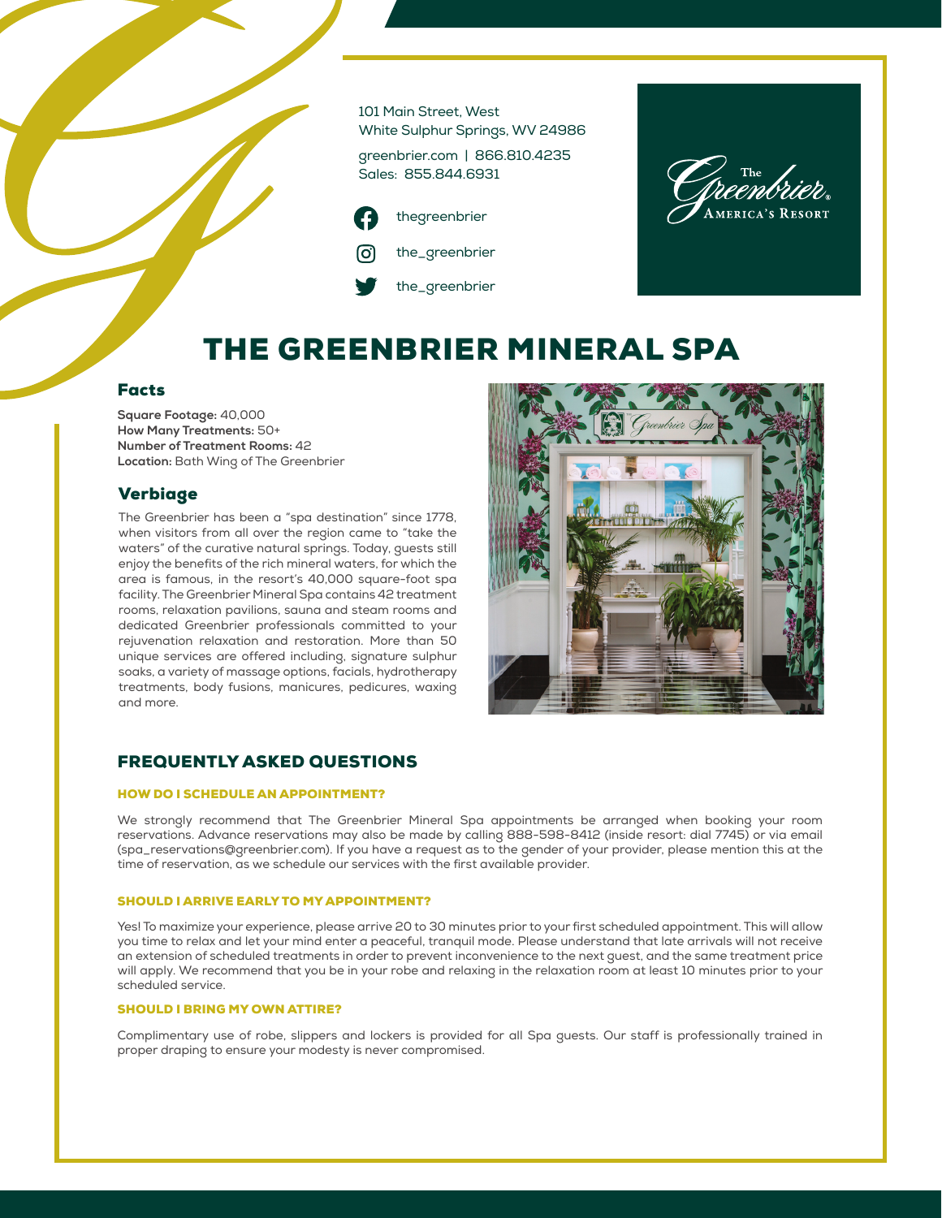101 Main Street, West
White Sulphur Springs, WV 24986

greenbrier.com | 866.810.4235
Sales: 855.844.6931

thegreenbrier

the_greenbrier

the_greenbrier

The Greenbrier® America's Resort

# THE GREENBRIER MINERAL SPA

## Facts

**Square Footage:** 40,000
**How Many Treatments:** 50+
**Number of Treatment Rooms:** 42
**Location:** Bath Wing of The Greenbrier

## Verbiage

The Greenbrier has been a "spa destination" since 1778, when visitors from all over the region came to "take the waters" of the curative natural springs. Today, guests still enjoy the benefits of the rich mineral waters, for which the area is famous, in the resort's 40,000 square-foot spa facility. The Greenbrier Mineral Spa contains 42 treatment rooms, relaxation pavilions, sauna and steam rooms and dedicated Greenbrier professionals committed to your rejuvenation relaxation and restoration. More than 50 unique services are offered including, signature sulphur soaks, a variety of massage options, facials, hydrotherapy treatments, body fusions, manicures, pedicures, waxing and more.

## FREQUENTLY ASKED QUESTIONS

### HOW DO I SCHEDULE AN APPOINTMENT?

We strongly recommend that The Greenbrier Mineral Spa appointments be arranged when booking your room reservations. Advance reservations may also be made by calling 888-598-8412 (inside resort: dial 7745) or via email (spa_reservations@greenbrier.com). If you have a request as to the gender of your provider, please mention this at the time of reservation, as we schedule our services with the first available provider.

### SHOULD I ARRIVE EARLY TO MY APPOINTMENT?

Yes! To maximize your experience, please arrive 20 to 30 minutes prior to your first scheduled appointment. This will allow you time to relax and let your mind enter a peaceful, tranquil mode. Please understand that late arrivals will not receive an extension of scheduled treatments in order to prevent inconvenience to the next guest, and the same treatment price will apply. We recommend that you be in your robe and relaxing in the relaxation room at least 10 minutes prior to your scheduled service.

### SHOULD I BRING MY OWN ATTIRE?

Complimentary use of robe, slippers and lockers is provided for all Spa guests. Our staff is professionally trained in proper draping to ensure your modesty is never compromised.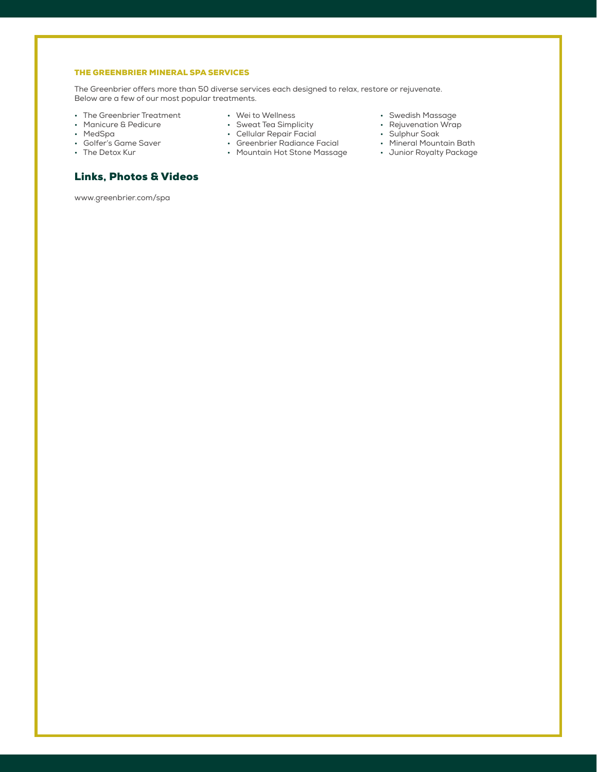## THE GREENBRIER MINERAL SPA SERVICES

The Greenbrier offers more than 50 diverse services each designed to relax, restore or rejuvenate. Below are a few of our most popular treatments.

- The Greenbrier Treatment
- Manicure & Pedicure
- MedSpa
- Golfer's Game Saver
- The Detox Kur
- Wei to Wellness
- Sweat Tea Simplicity
- Cellular Repair Facial
- Greenbrier Radiance Facial
- Mountain Hot Stone Massage
- Swedish Massage
- Rejuvenation Wrap
- Sulphur Soak
- Mineral Mountain Bath
- Junior Royalty Package

## Links, Photos & Videos

www.greenbrier.com/spa